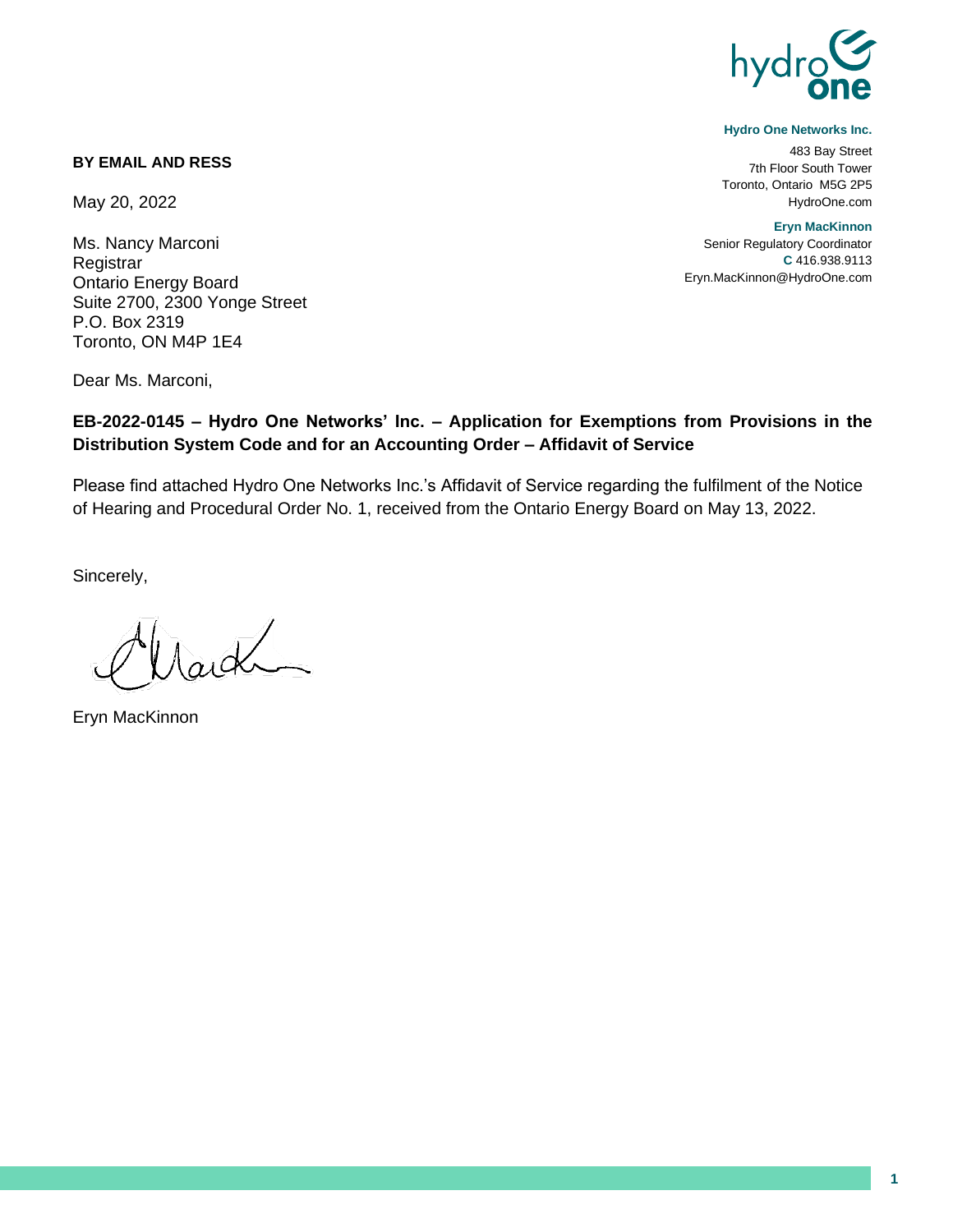**Hydro One Networks Inc.**

483 Bay Street
7th Floor South Tower
Toronto, Ontario M5G 2P5
HydroOne.com

**Eryn MacKinnon**
Senior Regulatory Coordinator
**C** 416.938.9113
Eryn.MacKinnon@HydroOne.com

**BY EMAIL AND RESS**

May 20, 2022

Ms. Nancy Marconi
Registrar
Ontario Energy Board
Suite 2700, 2300 Yonge Street
P.O. Box 2319
Toronto, ON M4P 1E4

Dear Ms. Marconi,

**EB-2022-0145 – Hydro One Networks' Inc. – Application for Exemptions from Provisions in the Distribution System Code and for an Accounting Order – Affidavit of Service**

Please find attached Hydro One Networks Inc.'s Affidavit of Service regarding the fulfilment of the Notice of Hearing and Procedural Order No. 1, received from the Ontario Energy Board on May 13, 2022.

Sincerely,

Eryn MacKinnon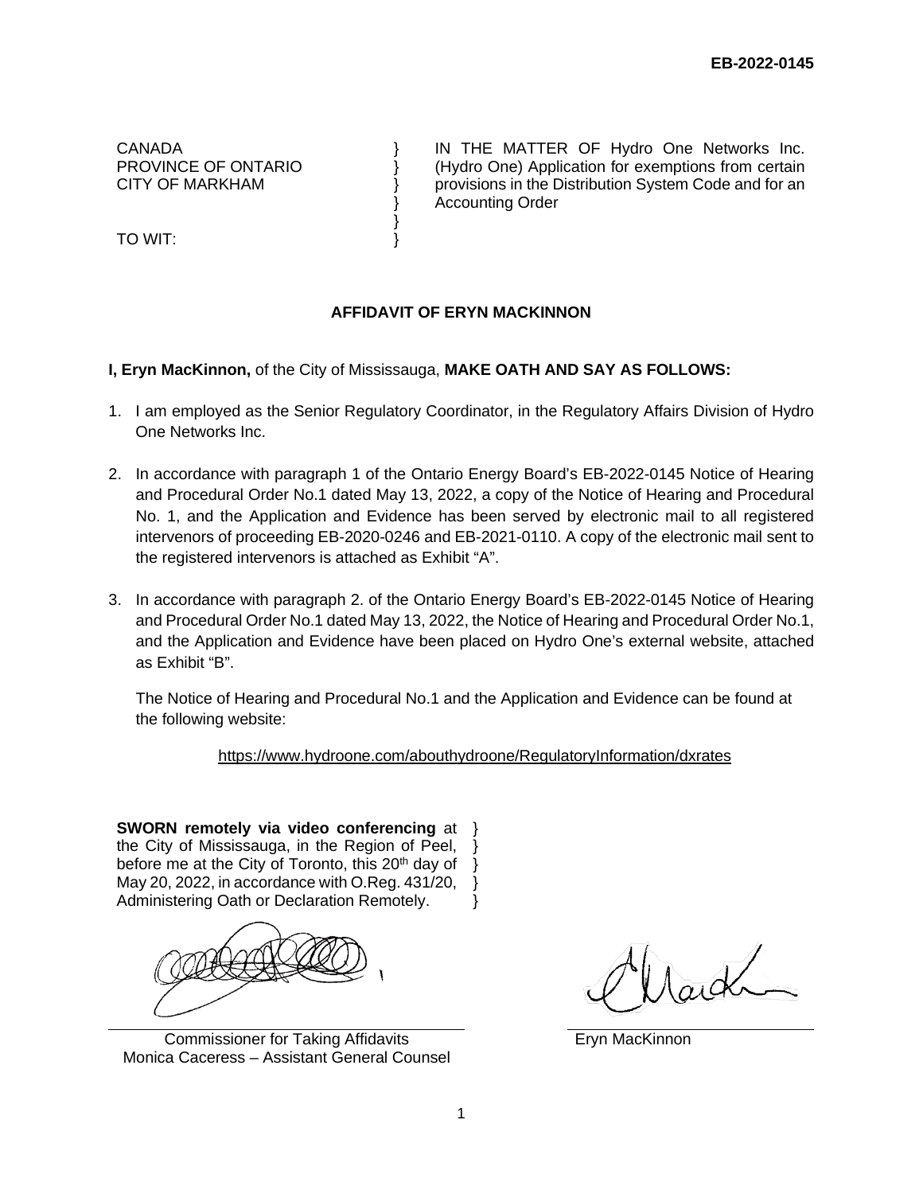**EB-2022-0145**

| | | |
|---|---|---|
| CANADA<br>PROVINCE OF ONTARIO<br>CITY OF MARKHAM<br><br>TO WIT: | }<br>}<br>}<br>}<br>}<br>} | IN THE MATTER OF Hydro One Networks Inc. (Hydro One) Application for exemptions from certain provisions in the Distribution System Code and for an Accounting Order |

## AFFIDAVIT OF ERYN MACKINNON

**I, Eryn MacKinnon,** of the City of Mississauga, **MAKE OATH AND SAY AS FOLLOWS:**

1. I am employed as the Senior Regulatory Coordinator, in the Regulatory Affairs Division of Hydro One Networks Inc.

2. In accordance with paragraph 1 of the Ontario Energy Board's EB-2022-0145 Notice of Hearing and Procedural Order No.1 dated May 13, 2022, a copy of the Notice of Hearing and Procedural No. 1, and the Application and Evidence has been served by electronic mail to all registered intervenors of proceeding EB-2020-0246 and EB-2021-0110. A copy of the electronic mail sent to the registered intervenors is attached as Exhibit "A".

3. In accordance with paragraph 2. of the Ontario Energy Board's EB-2022-0145 Notice of Hearing and Procedural Order No.1 dated May 13, 2022, the Notice of Hearing and Procedural Order No.1, and the Application and Evidence have been placed on Hydro One's external website, attached as Exhibit "B".

   The Notice of Hearing and Procedural No.1 and the Application and Evidence can be found at the following website:

   https://www.hydroone.com/abouthydroone/RegulatoryInformation/dxrates

**SWORN remotely via video conferencing** at the City of Mississauga, in the Region of Peel, before me at the City of Toronto, this 20th day of May 20, 2022, in accordance with O.Reg. 431/20, Administering Oath or Declaration Remotely. }

Commissioner for Taking Affidavits
Monica Caceress – Assistant General Counsel

Eryn MacKinnon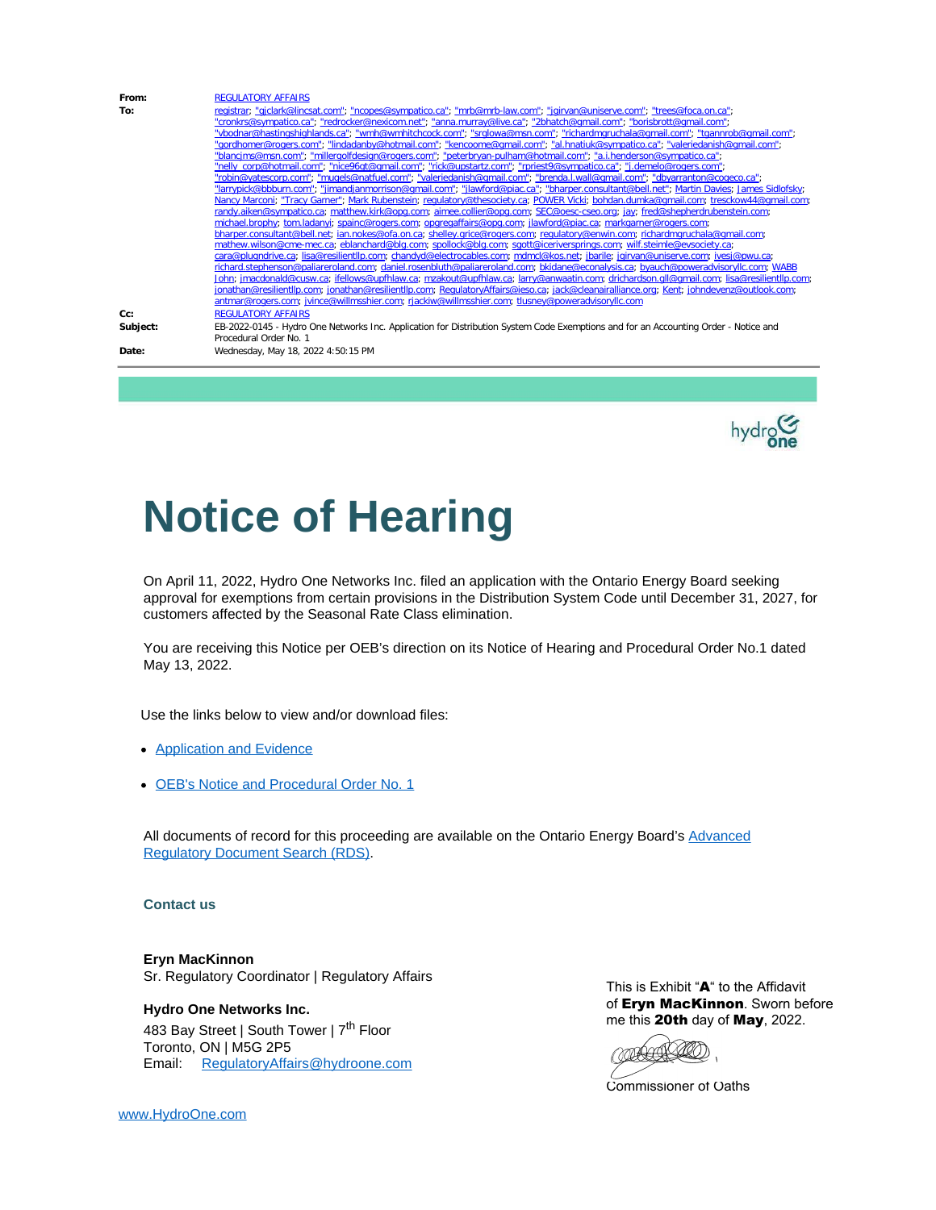**From:** REGULATORY AFFAIRS
**To:** registrar; "gjclark@lincsat.com"; "ncopes@sympatico.ca"; "mrb@mrb-law.com"; "jgirvan@uniserve.com"; "trees@foca.on.ca"; "cronkrs@sympatico.ca"; "redrocker@nexicom.net"; "anna.murray@live.ca"; "2bhatch@gmail.com"; "borisbrott@gmail.com"; "vbodnar@hastingshighlands.ca"; "wmh@wmhitchcock.com"; "srglowa@msn.com"; "richardmgruchala@gmail.com"; "tgannrob@gmail.com"; "gordhomer@rogers.com"; "lindadanby@hotmail.com"; "kencoome@gmail.com"; "al.hnatiuk@sympatico.ca"; "valeriedanish@gmail.com"; "blancjms@msn.com"; "millergolfdesign@rogers.com"; "peterbryan-pulham@hotmail.com"; "a.i.henderson@sympatico.ca"; "nelly_corp@hotmail.com"; "nice96gt@gmail.com"; "rick@upstartz.com"; "rpriest9@sympatico.ca"; "j.demelo@rogers.com"; "robin@yatescorp.com"; "mugels@natfuel.com"; "valeriedanish@gmail.com"; "brenda.l.wall@gmail.com"; "dbyarranton@cogeco.ca"; "larrypick@bbburn.com"; "jimandjanmorrison@gmail.com"; "jlawford@piac.ca"; "bharper.consultant@bell.net"; Martin Davies; James Sidlofsky; Nancy Marconi; "Tracy Garner"; Mark Rubenstein; regulatory@thesociety.ca; POWER Vicki; bohdan.dumka@gmail.com; tresckow44@gmail.com; randy.aiken@sympatico.ca; matthew.kirk@opg.com; aimee.collier@opg.com; SEC@oesc-cseo.org; jay; fred@shepherdrubenstein.com; michael.brophy; tom.ladanyi; spainc@rogers.com; opgregaffairs@opg.com; jlawford@piac.ca; markgarner@rogers.com; bharper.consultant@bell.net; ian.nokes@ofa.on.ca; shelley.grice@rogers.com; regulatory@enwin.com; richardmgruchala@gmail.com; mathew.wilson@cme-mec.ca; eblanchard@blg.com; spollock@blg.com; sgott@iceriversprings.com; wilf.steimle@evsociety.ca; cara@plugndrive.ca; lisa@resilientllp.com; chandyd@electrocables.com; mdmcl@kos.net; jbarile; jgirvan@uniserve.com; ivesj@pwu.ca; richard.stephenson@paliareroland.com; daniel.rosenbluth@paliareroland.com; bkidane@econalysis.ca; byauch@poweradvisoryllc.com; WABB John; jmacdonald@cusw.ca; ifellows@upfhlaw.ca; mzakout@upfhlaw.ca; larry@anwaatin.com; drichardson.gll@gmail.com; lisa@resilientllp.com; jonathan@resilientllp.com; jonathan@resilientllp.com; RegulatoryAffairs@ieso.ca; jack@cleanairalliance.org; Kent; johndevenz@outlook.com; antmar@rogers.com; jvince@willmsshier.com; rjackiw@willmsshier.com; tlusney@poweradvisoryllc.com
**Cc:** REGULATORY AFFAIRS
**Subject:** EB-2022-0145 - Hydro One Networks Inc. Application for Distribution System Code Exemptions and for an Accounting Order - Notice and Procedural Order No. 1
**Date:** Wednesday, May 18, 2022 4:50:15 PM

---

hydro one

# Notice of Hearing

On April 11, 2022, Hydro One Networks Inc. filed an application with the Ontario Energy Board seeking approval for exemptions from certain provisions in the Distribution System Code until December 31, 2027, for customers affected by the Seasonal Rate Class elimination.

You are receiving this Notice per OEB's direction on its Notice of Hearing and Procedural Order No.1 dated May 13, 2022.

Use the links below to view and/or download files:

- Application and Evidence
- OEB's Notice and Procedural Order No. 1

All documents of record for this proceeding are available on the Ontario Energy Board's Advanced Regulatory Document Search (RDS).

### Contact us

**Eryn MacKinnon**
Sr. Regulatory Coordinator | Regulatory Affairs

**Hydro One Networks Inc.**
483 Bay Street | South Tower | 7th Floor
Toronto, ON | M5G 2P5
Email: RegulatoryAffairs@hydroone.com

This is Exhibit "**A**" to the Affidavit of **Eryn MacKinnon**. Sworn before me this **20th** day of **May**, 2022.

Commissioner of Oaths

www.HydroOne.com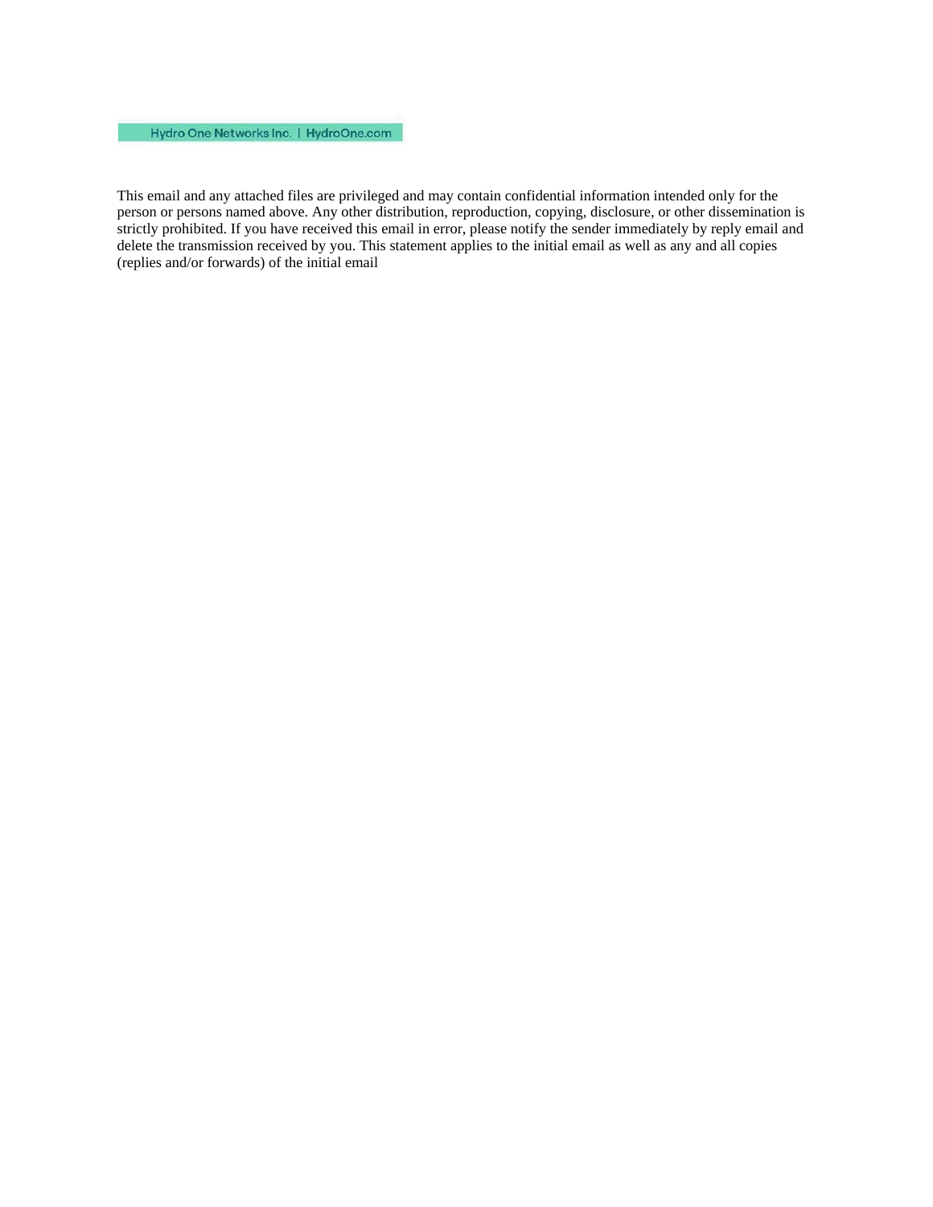Hydro One Networks Inc. | HydroOne.com

This email and any attached files are privileged and may contain confidential information intended only for the person or persons named above. Any other distribution, reproduction, copying, disclosure, or other dissemination is strictly prohibited. If you have received this email in error, please notify the sender immediately by reply email and delete the transmission received by you. This statement applies to the initial email as well as any and all copies (replies and/or forwards) of the initial email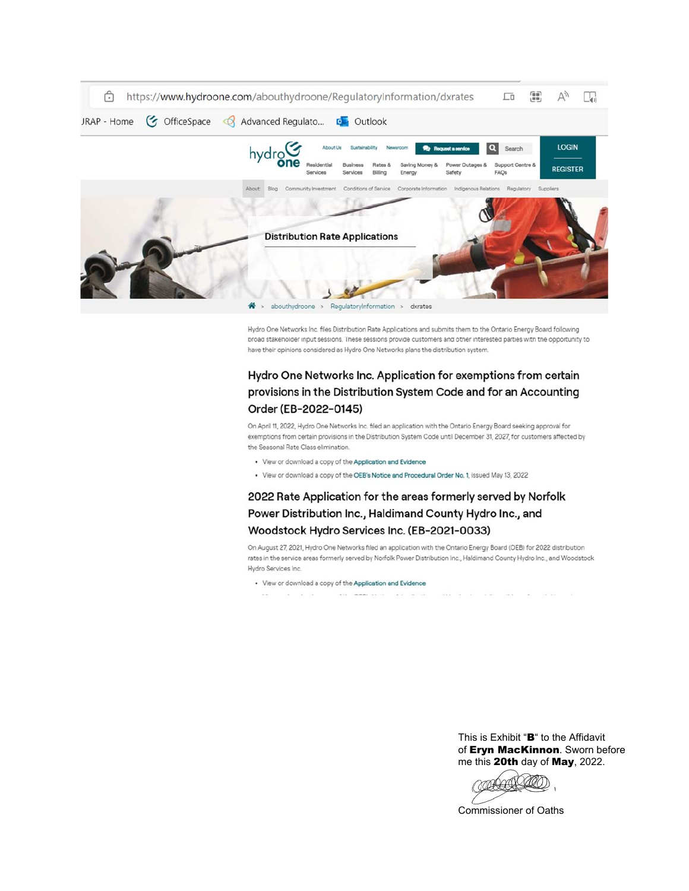https://www.hydroone.com/abouthydroone/RegulatoryInformation/dxrates

JRAP - Home | OfficeSpace | Advanced Regulato... | Outlook

hydro one

About Us | Sustainability | Newsroom | Request a service | Search | LOGIN | REGISTER

Residential Services | Business Services | Rates & Billing | Saving Money & Energy | Power Outages & Safety | Support Centre & FAQs

About | Blog | Community Investment | Conditions of Service | Corporate Information | Indigenous Relations | Regulatory | Suppliers

# Distribution Rate Applications

abouthydroone > RegulatoryInformation > dxrates

Hydro One Networks Inc. files Distribution Rate Applications and submits them to the Ontario Energy Board following broad stakeholder input sessions. These sessions provide customers and other interested parties with the opportunity to have their opinions considered as Hydro One Networks plans the distribution system.

## Hydro One Networks Inc. Application for exemptions from certain provisions in the Distribution System Code and for an Accounting Order (EB-2022-0145)

On April 11, 2022, Hydro One Networks Inc. filed an application with the Ontario Energy Board seeking approval for exemptions from certain provisions in the Distribution System Code until December 31, 2027, for customers affected by the Seasonal Rate Class elimination.

- View or download a copy of the Application and Evidence
- View or download a copy of the OEB's Notice and Procedural Order No. 1, issued May 13, 2022

## 2022 Rate Application for the areas formerly served by Norfolk Power Distribution Inc., Haldimand County Hydro Inc., and Woodstock Hydro Services Inc. (EB-2021-0033)

On August 27, 2021, Hydro One Networks filed an application with the Ontario Energy Board (OEB) for 2022 distribution rates in the service areas formerly served by Norfolk Power Distribution Inc., Haldimand County Hydro Inc., and Woodstock Hydro Services Inc.

- View or download a copy of the Application and Evidence

This is Exhibit "**B**" to the Affidavit of **Eryn MacKinnon**. Sworn before me this **20th** day of **May**, 2022.

Commissioner of Oaths